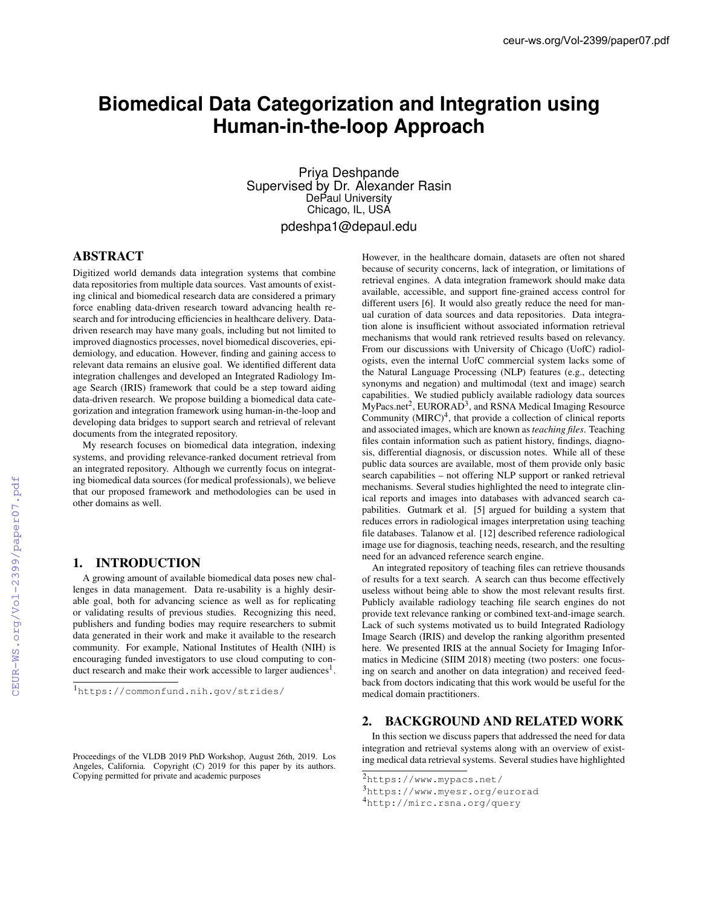# Biomedical Data Categorization and Integration using Human-in-the-loop Approach

Priya Deshpande
Supervised by Dr. Alexander Rasin
DePaul University
Chicago, IL, USA
pdeshpa1@depaul.edu

## ABSTRACT

Digitized world demands data integration systems that combine data repositories from multiple data sources. Vast amounts of existing clinical and biomedical research data are considered a primary force enabling data-driven research toward advancing health research and for introducing efficiencies in healthcare delivery. Data-driven research may have many goals, including but not limited to improved diagnostics processes, novel biomedical discoveries, epidemiology, and education. However, finding and gaining access to relevant data remains an elusive goal. We identified different data integration challenges and developed an Integrated Radiology Image Search (IRIS) framework that could be a step toward aiding data-driven research. We propose building a biomedical data categorization and integration framework using human-in-the-loop and developing data bridges to support search and retrieval of relevant documents from the integrated repository.

My research focuses on biomedical data integration, indexing systems, and providing relevance-ranked document retrieval from an integrated repository. Although we currently focus on integrating biomedical data sources (for medical professionals), we believe that our proposed framework and methodologies can be used in other domains as well.

## 1. INTRODUCTION

A growing amount of available biomedical data poses new challenges in data management. Data re-usability is a highly desirable goal, both for advancing science as well as for replicating or validating results of previous studies. Recognizing this need, publishers and funding bodies may require researchers to submit data generated in their work and make it available to the research community. For example, National Institutes of Health (NIH) is encouraging funded investigators to use cloud computing to conduct research and make their work accessible to larger audiences[1].

[1] https://commonfund.nih.gov/strides/

Proceedings of the VLDB 2019 PhD Workshop, August 26th, 2019. Los Angeles, California. Copyright (C) 2019 for this paper by its authors. Copying permitted for private and academic purposes

However, in the healthcare domain, datasets are often not shared because of security concerns, lack of integration, or limitations of retrieval engines. A data integration framework should make data available, accessible, and support fine-grained access control for different users [6]. It would also greatly reduce the need for manual curation of data sources and data repositories. Data integration alone is insufficient without associated information retrieval mechanisms that would rank retrieved results based on relevancy. From our discussions with University of Chicago (UofC) radiologists, even the internal UofC commercial system lacks some of the Natural Language Processing (NLP) features (e.g., detecting synonyms and negation) and multimodal (text and image) search capabilities. We studied publicly available radiology data sources MyPacs.net[2], EURORAD[3], and RSNA Medical Imaging Resource Community (MIRC)[4], that provide a collection of clinical reports and associated images, which are known as *teaching files*. Teaching files contain information such as patient history, findings, diagnosis, differential diagnosis, or discussion notes. While all of these public data sources are available, most of them provide only basic search capabilities – not offering NLP support or ranked retrieval mechanisms. Several studies highlighted the need to integrate clinical reports and images into databases with advanced search capabilities. Gutmark et al. [5] argued for building a system that reduces errors in radiological images interpretation using teaching file databases. Talanow et al. [12] described reference radiological image use for diagnosis, teaching needs, research, and the resulting need for an advanced reference search engine.

An integrated repository of teaching files can retrieve thousands of results for a text search. A search can thus become effectively useless without being able to show the most relevant results first. Publicly available radiology teaching file search engines do not provide text relevance ranking or combined text-and-image search. Lack of such systems motivated us to build Integrated Radiology Image Search (IRIS) and develop the ranking algorithm presented here. We presented IRIS at the annual Society for Imaging Informatics in Medicine (SIIM 2018) meeting (two posters: one focusing on search and another on data integration) and received feedback from doctors indicating that this work would be useful for the medical domain practitioners.

## 2. BACKGROUND AND RELATED WORK

In this section we discuss papers that addressed the need for data integration and retrieval systems along with an overview of existing medical data retrieval systems. Several studies have highlighted

[2] https://www.mypacs.net/

[3] https://www.myesr.org/eurorad

[4] http://mirc.rsna.org/query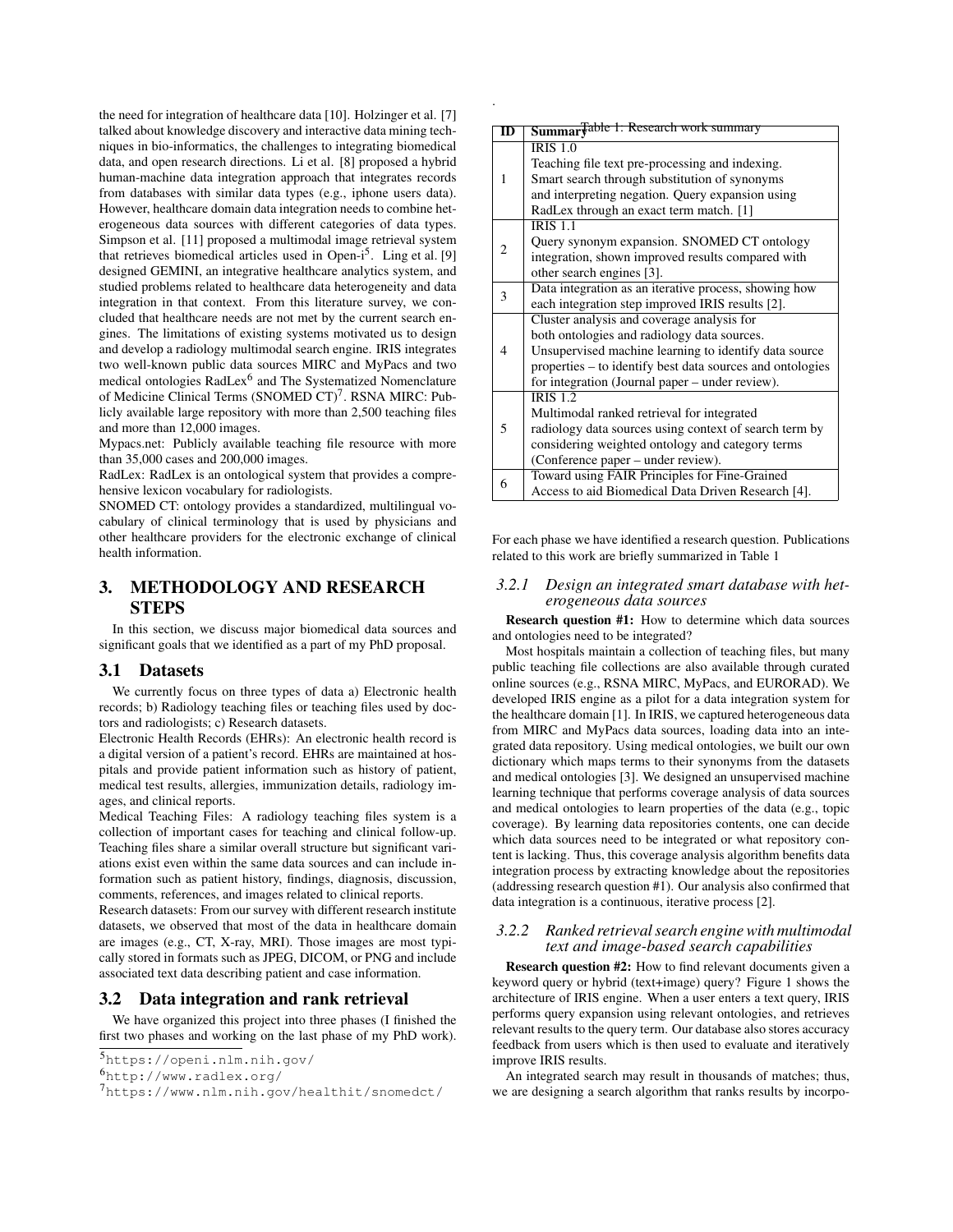the need for integration of healthcare data [10]. Holzinger et al. [7] talked about knowledge discovery and interactive data mining techniques in bio-informatics, the challenges to integrating biomedical data, and open research directions. Li et al. [8] proposed a hybrid human-machine data integration approach that integrates records from databases with similar data types (e.g., iphone users data). However, healthcare domain data integration needs to combine heterogeneous data sources with different categories of data types. Simpson et al. [11] proposed a multimodal image retrieval system that retrieves biomedical articles used in Open-i[5]. Ling et al. [9] designed GEMINI, an integrative healthcare analytics system, and studied problems related to healthcare data heterogeneity and data integration in that context. From this literature survey, we concluded that healthcare needs are not met by the current search engines. The limitations of existing systems motivated us to design and develop a radiology multimodal search engine. IRIS integrates two well-known public data sources MIRC and MyPacs and two medical ontologies RadLex[6] and The Systematized Nomenclature of Medicine Clinical Terms (SNOMED CT)[7]. RSNA MIRC: Publicly available large repository with more than 2,500 teaching files and more than 12,000 images.

Mypacs.net: Publicly available teaching file resource with more than 35,000 cases and 200,000 images.

RadLex: RadLex is an ontological system that provides a comprehensive lexicon vocabulary for radiologists.

SNOMED CT: ontology provides a standardized, multilingual vocabulary of clinical terminology that is used by physicians and other healthcare providers for the electronic exchange of clinical health information.

## 3. METHODOLOGY AND RESEARCH STEPS

In this section, we discuss major biomedical data sources and significant goals that we identified as a part of my PhD proposal.

### 3.1 Datasets

We currently focus on three types of data a) Electronic health records; b) Radiology teaching files or teaching files used by doctors and radiologists; c) Research datasets.

Electronic Health Records (EHRs): An electronic health record is a digital version of a patient's record. EHRs are maintained at hospitals and provide patient information such as history of patient, medical test results, allergies, immunization details, radiology images, and clinical reports.

Medical Teaching Files: A radiology teaching files system is a collection of important cases for teaching and clinical follow-up. Teaching files share a similar overall structure but significant variations exist even within the same data sources and can include information such as patient history, findings, diagnosis, discussion, comments, references, and images related to clinical reports.

Research datasets: From our survey with different research institute datasets, we observed that most of the data in healthcare domain are images (e.g., CT, X-ray, MRI). Those images are most typically stored in formats such as JPEG, DICOM, or PNG and include associated text data describing patient and case information.

### 3.2 Data integration and rank retrieval

We have organized this project into three phases (I finished the first two phases and working on the last phase of my PhD work).

[5] https://openi.nlm.nih.gov/

[6] http://www.radlex.org/

[7] https://www.nlm.nih.gov/healthit/snomedct/

Table 1. Research work summary

| ID | Summary |
|---|---|
| 1 | IRIS 1.0<br>Teaching file text pre-processing and indexing.<br>Smart search through substitution of synonyms and interpreting negation. Query expansion using RadLex through an exact term match. [1] |
| 2 | IRIS 1.1<br>Query synonym expansion. SNOMED CT ontology integration, shown improved results compared with other search engines [3]. |
| 3 | Data integration as an iterative process, showing how each integration step improved IRIS results [2]. |
| 4 | Cluster analysis and coverage analysis for both ontologies and radiology data sources.<br>Unsupervised machine learning to identify data source properties – to identify best data sources and ontologies for integration (Journal paper – under review). |
| 5 | IRIS 1.2<br>Multimodal ranked retrieval for integrated radiology data sources using context of search term by considering weighted ontology and category terms (Conference paper – under review). |
| 6 | Toward using FAIR Principles for Fine-Grained Access to aid Biomedical Data Driven Research [4]. |

For each phase we have identified a research question. Publications related to this work are briefly summarized in Table 1

#### 3.2.1 Design an integrated smart database with heterogeneous data sources

**Research question #1:** How to determine which data sources and ontologies need to be integrated?

Most hospitals maintain a collection of teaching files, but many public teaching file collections are also available through curated online sources (e.g., RSNA MIRC, MyPacs, and EURORAD). We developed IRIS engine as a pilot for a data integration system for the healthcare domain [1]. In IRIS, we captured heterogeneous data from MIRC and MyPacs data sources, loading data into an integrated data repository. Using medical ontologies, we built our own dictionary which maps terms to their synonyms from the datasets and medical ontologies [3]. We designed an unsupervised machine learning technique that performs coverage analysis of data sources and medical ontologies to learn properties of the data (e.g., topic coverage). By learning data repositories contents, one can decide which data sources need to be integrated or what repository content is lacking. Thus, this coverage analysis algorithm benefits data integration process by extracting knowledge about the repositories (addressing research question #1). Our analysis also confirmed that data integration is a continuous, iterative process [2].

#### 3.2.2 Ranked retrieval search engine with multimodal text and image-based search capabilities

**Research question #2:** How to find relevant documents given a keyword query or hybrid (text+image) query? Figure 1 shows the architecture of IRIS engine. When a user enters a text query, IRIS performs query expansion using relevant ontologies, and retrieves relevant results to the query term. Our database also stores accuracy feedback from users which is then used to evaluate and iteratively improve IRIS results.

An integrated search may result in thousands of matches; thus, we are designing a search algorithm that ranks results by incorpo-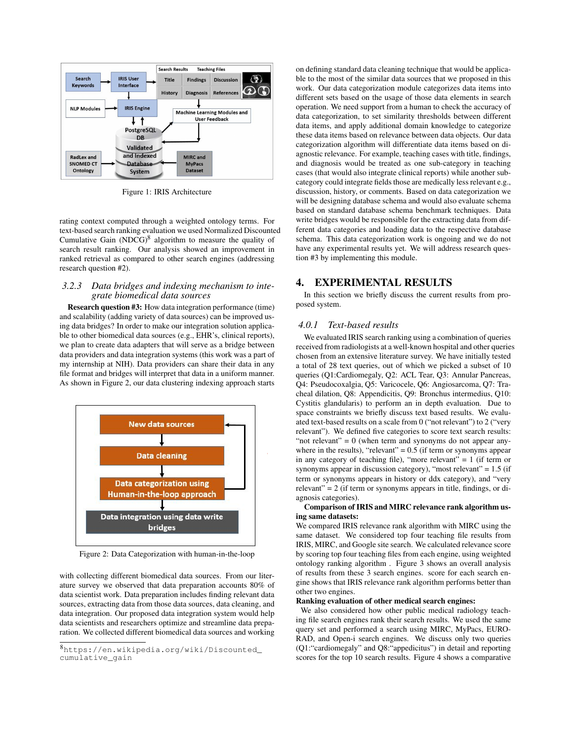Figure 1: IRIS Architecture

rating context computed through a weighted ontology terms. For text-based search ranking evaluation we used Normalized Discounted Cumulative Gain (NDCG)[8] algorithm to measure the quality of search result ranking. Our analysis showed an improvement in ranked retrieval as compared to other search engines (addressing research question #2).

### 3.2.3 Data bridges and indexing mechanism to integrate biomedical data sources

**Research question #3:** How data integration performance (time) and scalability (adding variety of data sources) can be improved using data bridges? In order to make our integration solution applicable to other biomedical data sources (e.g., EHR's, clinical reports), we plan to create data adapters that will serve as a bridge between data providers and data integration systems (this work was a part of my internship at NIH). Data providers can share their data in any file format and bridges will interpret that data in a uniform manner. As shown in Figure 2, our data clustering indexing approach starts with collecting different biomedical data sources. From our literature survey we observed that data preparation accounts 80% of data scientist work. Data preparation includes finding relevant data sources, extracting data from those data sources, data cleaning, and data integration. Our proposed data integration system would help data scientists and researchers optimize and streamline data preparation. We collected different biomedical data sources and working on defining standard data cleaning technique that would be applicable to the most of the similar data sources that we proposed in this work. Our data categorization module categorizes data items into different sets based on the usage of those data elements in search operation. We need support from a human to check the accuracy of data categorization, to set similarity thresholds between different data items, and apply additional domain knowledge to categorize these data items based on relevance between data objects. Our data categorization algorithm will differentiate data items based on diagnostic relevance. For example, teaching cases with title, findings, and diagnosis would be treated as one sub-category in teaching cases (that would also integrate clinical reports) while another sub-category could integrate fields those are medically less relevant e.g., discussion, history, or comments. Based on data categorization we will be designing database schema and would also evaluate schema based on standard database schema benchmark techniques. Data write bridges would be responsible for the extracting data from different data categories and loading data to the respective database schema. This data categorization work is ongoing and we do not have any experimental results yet. We will address research question #3 by implementing this module.

Figure 2: Data Categorization with human-in-the-loop

[8] https://en.wikipedia.org/wiki/Discounted_cumulative_gain

## 4. EXPERIMENTAL RESULTS

In this section we briefly discuss the current results from proposed system.

### 4.0.1 Text-based results

We evaluated IRIS search ranking using a combination of queries received from radiologists at a well-known hospital and other queries chosen from an extensive literature survey. We have initially tested a total of 28 text queries, out of which we picked a subset of 10 queries (Q1:Cardiomegaly, Q2: ACL Tear, Q3: Annular Pancreas, Q4: Pseudocoxalgia, Q5: Varicocele, Q6: Angiosarcoma, Q7: Tracheal dilation, Q8: Appendicitis, Q9: Bronchus intermedius, Q10: Cystitis glandularis) to perform an in depth evaluation. Due to space constraints we briefly discuss text based results. We evaluated text-based results on a scale from 0 ("not relevant") to 2 ("very relevant"). We defined five categories to score text search results: "not relevant" = 0 (when term and synonyms do not appear anywhere in the results), "relevant" = 0.5 (if term or synonyms appear in any category of teaching file), "more relevant" = 1 (if term or synonyms appear in discussion category), "most relevant" = 1.5 (if term or synonyms appears in history or ddx category), and "very relevant" = 2 (if term or synonyms appears in title, findings, or diagnosis categories).

**Comparison of IRIS and MIRC relevance rank algorithm using same datasets:**
We compared IRIS relevance rank algorithm with MIRC using the same dataset. We considered top four teaching file results from IRIS, MIRC, and Google site search. We calculated relevance score by scoring top four teaching files from each engine, using weighted ontology ranking algorithm . Figure 3 shows an overall analysis of results from these 3 search engines. score for each search engine shows that IRIS relevance rank algorithm performs better than other two engines.

**Ranking evaluation of other medical search engines:**
We also considered how other public medical radiology teaching file search engines rank their search results. We used the same query set and performed a search using MIRC, MyPacs, EURORAD, and Open-i search engines. We discuss only two queries (Q1:"cardiomegaly" and Q8:"appedicitus") in detail and reporting scores for the top 10 search results. Figure 4 shows a comparative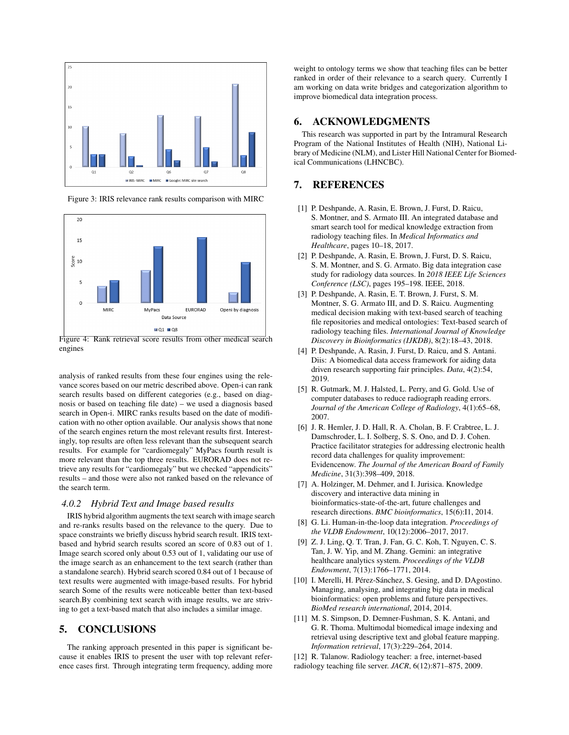25

20

15

10

5

0

Q1 Q2 Q6 Q7 Q8

IRIS -MIRC MIRC Google: MIRC site search

Figure 3: IRIS relevance rank results comparison with MIRC

20

15

10

5

0

Score

MIRC MyPacs EURORAD Openi by diagnosis

Data Source

Q1 Q8

Figure 4: Rank retrieval score results from other medical search engines

analysis of ranked results from these four engines using the relevance scores based on our metric described above. Open-i can rank search results based on different categories (e.g., based on diagnosis or based on teaching file date) – we used a diagnosis based search in Open-i. MIRC ranks results based on the date of modification with no other option available. Our analysis shows that none of the search engines return the most relevant results first. Interestingly, top results are often less relevant than the subsequent search results. For example for "cardiomegaly" MyPacs fourth result is more relevant than the top three results. EURORAD does not retrieve any results for "cardiomegaly" but we checked "appendicits" results – and those were also not ranked based on the relevance of the search term.

#### *4.0.2 Hybrid Text and Image based results*

IRIS hybrid algorithm augments the text search with image search and re-ranks results based on the relevance to the query. Due to space constraints we briefly discuss hybrid search result. IRIS text-based and hybrid search results scored an score of 0.83 out of 1. Image search scored only about 0.53 out of 1, validating our use of the image search as an enhancement to the text search (rather than a standalone search). Hybrid search scored 0.84 out of 1 because of text results were augmented with image-based results. For hybrid search Some of the results were noticeable better than text-based search.By combining text search with image results, we are striving to get a text-based match that also includes a similar image.

## 5. CONCLUSIONS

The ranking approach presented in this paper is significant because it enables IRIS to present the user with top relevant reference cases first. Through integrating term frequency, adding more weight to ontology terms we show that teaching files can be better ranked in order of their relevance to a search query. Currently I am working on data write bridges and categorization algorithm to improve biomedical data integration process.

## 6. ACKNOWLEDGMENTS

This research was supported in part by the Intramural Research Program of the National Institutes of Health (NIH), National Library of Medicine (NLM), and Lister Hill National Center for Biomedical Communications (LHNCBC).

## 7. REFERENCES

[1] P. Deshpande, A. Rasin, E. Brown, J. Furst, D. Raicu, S. Montner, and S. Armato III. An integrated database and smart search tool for medical knowledge extraction from radiology teaching files. In *Medical Informatics and Healthcare*, pages 10–18, 2017.

[2] P. Deshpande, A. Rasin, E. Brown, J. Furst, D. S. Raicu, S. M. Montner, and S. G. Armato. Big data integration case study for radiology data sources. In *2018 IEEE Life Sciences Conference (LSC)*, pages 195–198. IEEE, 2018.

[3] P. Deshpande, A. Rasin, E. T. Brown, J. Furst, S. M. Montner, S. G. Armato III, and D. S. Raicu. Augmenting medical decision making with text-based search of teaching file repositories and medical ontologies: Text-based search of radiology teaching files. *International Journal of Knowledge Discovery in Bioinformatics (IJKDB)*, 8(2):18–43, 2018.

[4] P. Deshpande, A. Rasin, J. Furst, D. Raicu, and S. Antani. Diis: A biomedical data access framework for aiding data driven research supporting fair principles. *Data*, 4(2):54, 2019.

[5] R. Gutmark, M. J. Halsted, L. Perry, and G. Gold. Use of computer databases to reduce radiograph reading errors. *Journal of the American College of Radiology*, 4(1):65–68, 2007.

[6] J. R. Hemler, J. D. Hall, R. A. Cholan, B. F. Crabtree, L. J. Damschroder, L. I. Solberg, S. S. Ono, and D. J. Cohen. Practice facilitator strategies for addressing electronic health record data challenges for quality improvement: Evidencenow. *The Journal of the American Board of Family Medicine*, 31(3):398–409, 2018.

[7] A. Holzinger, M. Dehmer, and I. Jurisica. Knowledge discovery and interactive data mining in bioinformatics-state-of-the-art, future challenges and research directions. *BMC bioinformatics*, 15(6):I1, 2014.

[8] G. Li. Human-in-the-loop data integration. *Proceedings of the VLDB Endowment*, 10(12):2006–2017, 2017.

[9] Z. J. Ling, Q. T. Tran, J. Fan, G. C. Koh, T. Nguyen, C. S. Tan, J. W. Yip, and M. Zhang. Gemini: an integrative healthcare analytics system. *Proceedings of the VLDB Endowment*, 7(13):1766–1771, 2014.

[10] I. Merelli, H. Pérez-Sánchez, S. Gesing, and D. DAgostino. Managing, analysing, and integrating big data in medical bioinformatics: open problems and future perspectives. *BioMed research international*, 2014, 2014.

[11] M. S. Simpson, D. Demner-Fushman, S. K. Antani, and G. R. Thoma. Multimodal biomedical image indexing and retrieval using descriptive text and global feature mapping. *Information retrieval*, 17(3):229–264, 2014.

[12] R. Talanow. Radiology teacher: a free, internet-based radiology teaching file server. *JACR*, 6(12):871–875, 2009.